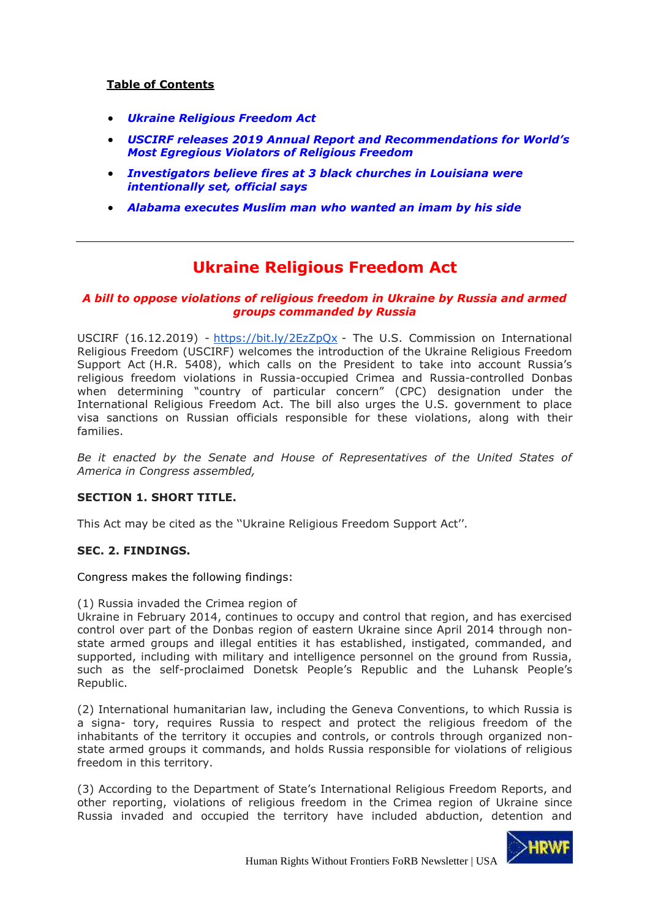**Table of Contents**

- ***Ukraine Religious Freedom Act***
- ***USCIRF releases 2019 Annual Report and Recommendations for World's Most Egregious Violators of Religious Freedom***
- ***Investigators believe fires at 3 black churches in Louisiana were intentionally set, official says***
- ***Alabama executes Muslim man who wanted an imam by his side***

---

# Ukraine Religious Freedom Act

***A bill to oppose violations of religious freedom in Ukraine by Russia and armed groups commanded by Russia***

USCIRF (16.12.2019) - https://bit.ly/2EzZpQx - The U.S. Commission on International Religious Freedom (USCIRF) welcomes the introduction of the Ukraine Religious Freedom Support Act (H.R. 5408), which calls on the President to take into account Russia's religious freedom violations in Russia-occupied Crimea and Russia-controlled Donbas when determining "country of particular concern" (CPC) designation under the International Religious Freedom Act. The bill also urges the U.S. government to place visa sanctions on Russian officials responsible for these violations, along with their families.

*Be it enacted by the Senate and House of Representatives of the United States of America in Congress assembled,*

**SECTION 1. SHORT TITLE.**

This Act may be cited as the ''Ukraine Religious Freedom Support Act''.

**SEC. 2. FINDINGS.**

Congress makes the following findings:

(1) Russia invaded the Crimea region of
Ukraine in February 2014, continues to occupy and control that region, and has exercised control over part of the Donbas region of eastern Ukraine since April 2014 through non-state armed groups and illegal entities it has established, instigated, commanded, and supported, including with military and intelligence personnel on the ground from Russia, such as the self-proclaimed Donetsk People's Republic and the Luhansk People's Republic.

(2) International humanitarian law, including the Geneva Conventions, to which Russia is a signa- tory, requires Russia to respect and protect the religious freedom of the inhabitants of the territory it occupies and controls, or controls through organized non-state armed groups it commands, and holds Russia responsible for violations of religious freedom in this territory.

(3) According to the Department of State's International Religious Freedom Reports, and other reporting, violations of religious freedom in the Crimea region of Ukraine since Russia invaded and occupied the territory have included abduction, detention and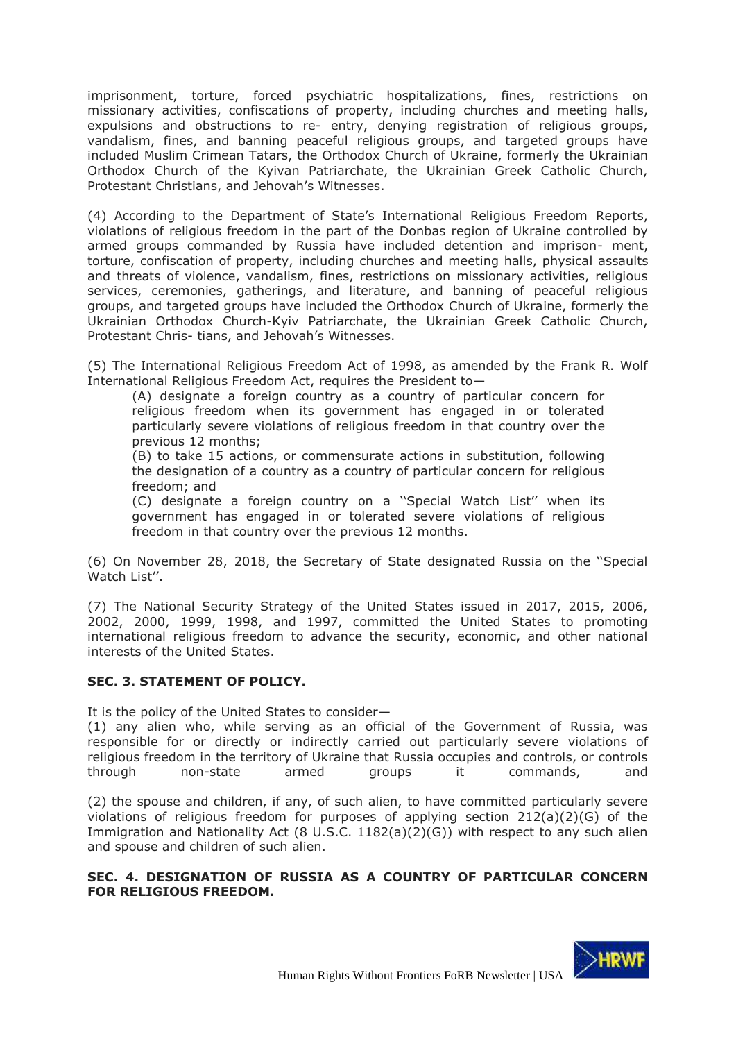imprisonment, torture, forced psychiatric hospitalizations, fines, restrictions on missionary activities, confiscations of property, including churches and meeting halls, expulsions and obstructions to re- entry, denying registration of religious groups, vandalism, fines, and banning peaceful religious groups, and targeted groups have included Muslim Crimean Tatars, the Orthodox Church of Ukraine, formerly the Ukrainian Orthodox Church of the Kyivan Patriarchate, the Ukrainian Greek Catholic Church, Protestant Christians, and Jehovah's Witnesses.

(4) According to the Department of State's International Religious Freedom Reports, violations of religious freedom in the part of the Donbas region of Ukraine controlled by armed groups commanded by Russia have included detention and imprison- ment, torture, confiscation of property, including churches and meeting halls, physical assaults and threats of violence, fines, restrictions on missionary activities, religious services, ceremonies, gatherings, and literature, and banning of peaceful religious groups, and targeted groups have included the Orthodox Church of Ukraine, formerly the Ukrainian Orthodox Church-Kyiv Patriarchate, the Ukrainian Greek Catholic Church, Protestant Chris- tians, and Jehovah's Witnesses.

(5) The International Religious Freedom Act of 1998, as amended by the Frank R. Wolf International Religious Freedom Act, requires the President to—

> (A) designate a foreign country as a country of particular concern for religious freedom when its government has engaged in or tolerated particularly severe violations of religious freedom in that country over the previous 12 months;
>
> (B) to take 15 actions, or commensurate actions in substitution, following the designation of a country as a country of particular concern for religious freedom; and
>
> (C) designate a foreign country on a ''Special Watch List'' when its government has engaged in or tolerated severe violations of religious freedom in that country over the previous 12 months.

(6) On November 28, 2018, the Secretary of State designated Russia on the ''Special Watch List''.

(7) The National Security Strategy of the United States issued in 2017, 2015, 2006, 2002, 2000, 1999, 1998, and 1997, committed the United States to promoting international religious freedom to advance the security, economic, and other national interests of the United States.

**SEC. 3. STATEMENT OF POLICY.**

It is the policy of the United States to consider—

(1) any alien who, while serving as an official of the Government of Russia, was responsible for or directly or indirectly carried out particularly severe violations of religious freedom in the territory of Ukraine that Russia occupies and controls, or controls through non-state armed groups it commands, and

(2) the spouse and children, if any, of such alien, to have committed particularly severe violations of religious freedom for purposes of applying section 212(a)(2)(G) of the Immigration and Nationality Act (8 U.S.C. 1182(a)(2)(G)) with respect to any such alien and spouse and children of such alien.

**SEC. 4. DESIGNATION OF RUSSIA AS A COUNTRY OF PARTICULAR CONCERN FOR RELIGIOUS FREEDOM.**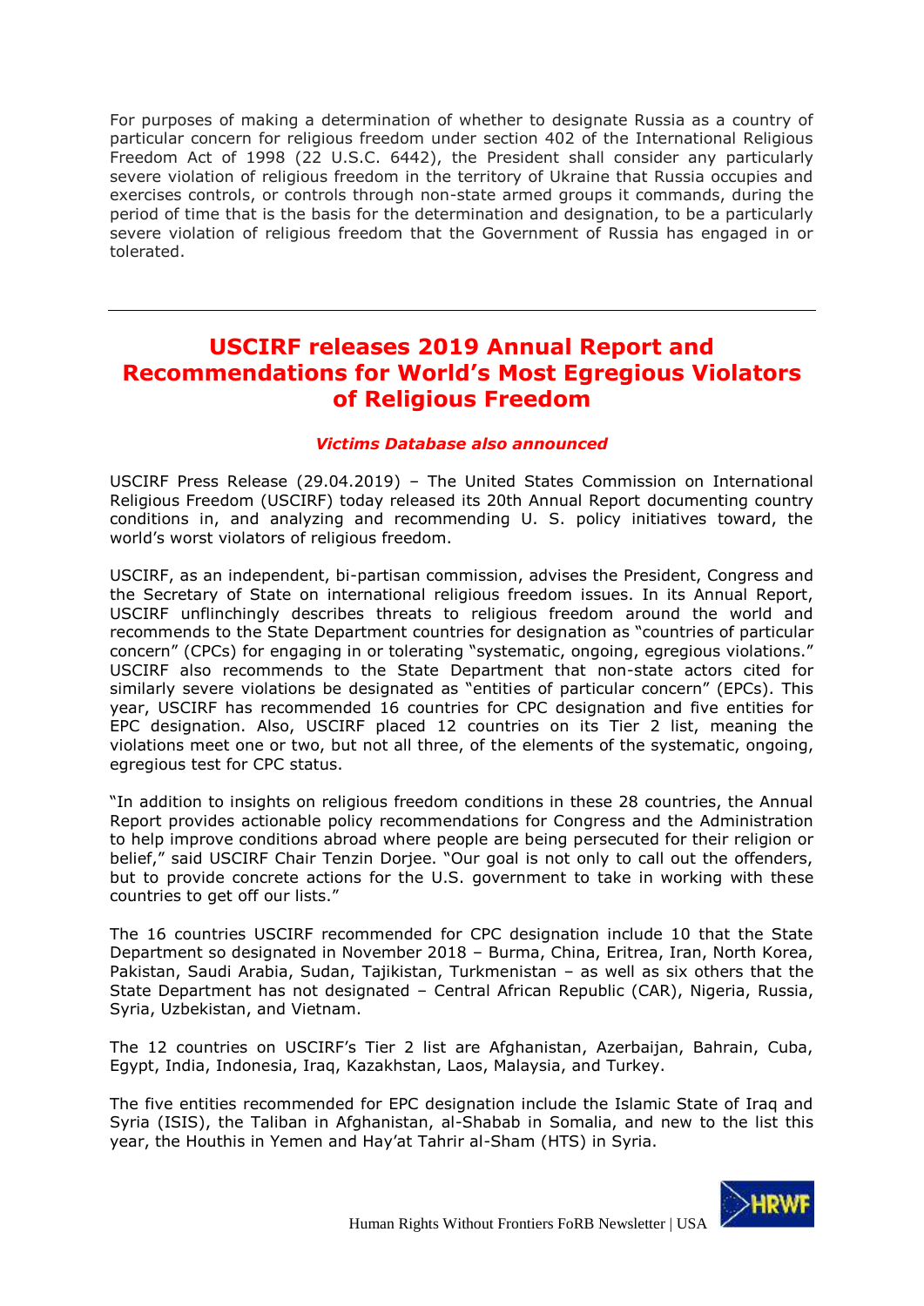For purposes of making a determination of whether to designate Russia as a country of particular concern for religious freedom under section 402 of the International Religious Freedom Act of 1998 (22 U.S.C. 6442), the President shall consider any particularly severe violation of religious freedom in the territory of Ukraine that Russia occupies and exercises controls, or controls through non-state armed groups it commands, during the period of time that is the basis for the determination and designation, to be a particularly severe violation of religious freedom that the Government of Russia has engaged in or tolerated.

---

# USCIRF releases 2019 Annual Report and Recommendations for World's Most Egregious Violators of Religious Freedom

***Victims Database also announced***

USCIRF Press Release (29.04.2019) – The United States Commission on International Religious Freedom (USCIRF) today released its 20th Annual Report documenting country conditions in, and analyzing and recommending U. S. policy initiatives toward, the world's worst violators of religious freedom.

USCIRF, as an independent, bi-partisan commission, advises the President, Congress and the Secretary of State on international religious freedom issues. In its Annual Report, USCIRF unflinchingly describes threats to religious freedom around the world and recommends to the State Department countries for designation as "countries of particular concern" (CPCs) for engaging in or tolerating "systematic, ongoing, egregious violations." USCIRF also recommends to the State Department that non-state actors cited for similarly severe violations be designated as "entities of particular concern" (EPCs). This year, USCIRF has recommended 16 countries for CPC designation and five entities for EPC designation. Also, USCIRF placed 12 countries on its Tier 2 list, meaning the violations meet one or two, but not all three, of the elements of the systematic, ongoing, egregious test for CPC status.

"In addition to insights on religious freedom conditions in these 28 countries, the Annual Report provides actionable policy recommendations for Congress and the Administration to help improve conditions abroad where people are being persecuted for their religion or belief," said USCIRF Chair Tenzin Dorjee. "Our goal is not only to call out the offenders, but to provide concrete actions for the U.S. government to take in working with these countries to get off our lists."

The 16 countries USCIRF recommended for CPC designation include 10 that the State Department so designated in November 2018 – Burma, China, Eritrea, Iran, North Korea, Pakistan, Saudi Arabia, Sudan, Tajikistan, Turkmenistan – as well as six others that the State Department has not designated – Central African Republic (CAR), Nigeria, Russia, Syria, Uzbekistan, and Vietnam.

The 12 countries on USCIRF's Tier 2 list are Afghanistan, Azerbaijan, Bahrain, Cuba, Egypt, India, Indonesia, Iraq, Kazakhstan, Laos, Malaysia, and Turkey.

The five entities recommended for EPC designation include the Islamic State of Iraq and Syria (ISIS), the Taliban in Afghanistan, al-Shabab in Somalia, and new to the list this year, the Houthis in Yemen and Hay'at Tahrir al-Sham (HTS) in Syria.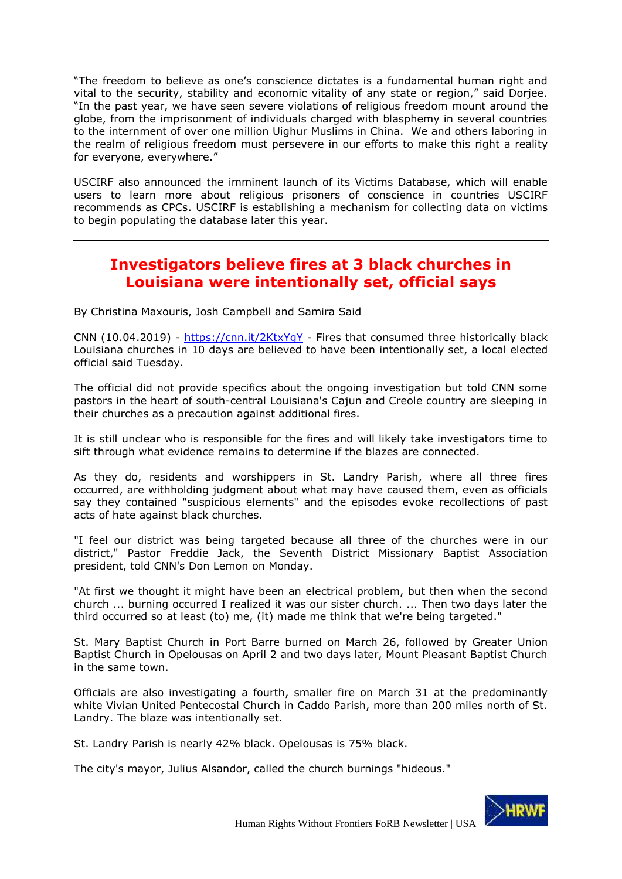“The freedom to believe as one’s conscience dictates is a fundamental human right and vital to the security, stability and economic vitality of any state or region,” said Dorjee. “In the past year, we have seen severe violations of religious freedom mount around the globe, from the imprisonment of individuals charged with blasphemy in several countries to the internment of over one million Uighur Muslims in China. We and others laboring in the realm of religious freedom must persevere in our efforts to make this right a reality for everyone, everywhere.”

USCIRF also announced the imminent launch of its Victims Database, which will enable users to learn more about religious prisoners of conscience in countries USCIRF recommends as CPCs. USCIRF is establishing a mechanism for collecting data on victims to begin populating the database later this year.

---

## Investigators believe fires at 3 black churches in Louisiana were intentionally set, official says

By Christina Maxouris, Josh Campbell and Samira Said

CNN (10.04.2019) - https://cnn.it/2KtxYgY - Fires that consumed three historically black Louisiana churches in 10 days are believed to have been intentionally set, a local elected official said Tuesday.

The official did not provide specifics about the ongoing investigation but told CNN some pastors in the heart of south-central Louisiana's Cajun and Creole country are sleeping in their churches as a precaution against additional fires.

It is still unclear who is responsible for the fires and will likely take investigators time to sift through what evidence remains to determine if the blazes are connected.

As they do, residents and worshippers in St. Landry Parish, where all three fires occurred, are withholding judgment about what may have caused them, even as officials say they contained "suspicious elements" and the episodes evoke recollections of past acts of hate against black churches.

"I feel our district was being targeted because all three of the churches were in our district," Pastor Freddie Jack, the Seventh District Missionary Baptist Association president, told CNN's Don Lemon on Monday.

"At first we thought it might have been an electrical problem, but then when the second church ... burning occurred I realized it was our sister church. ... Then two days later the third occurred so at least (to) me, (it) made me think that we're being targeted."

St. Mary Baptist Church in Port Barre burned on March 26, followed by Greater Union Baptist Church in Opelousas on April 2 and two days later, Mount Pleasant Baptist Church in the same town.

Officials are also investigating a fourth, smaller fire on March 31 at the predominantly white Vivian United Pentecostal Church in Caddo Parish, more than 200 miles north of St. Landry. The blaze was intentionally set.

St. Landry Parish is nearly 42% black. Opelousas is 75% black.

The city's mayor, Julius Alsandor, called the church burnings "hideous."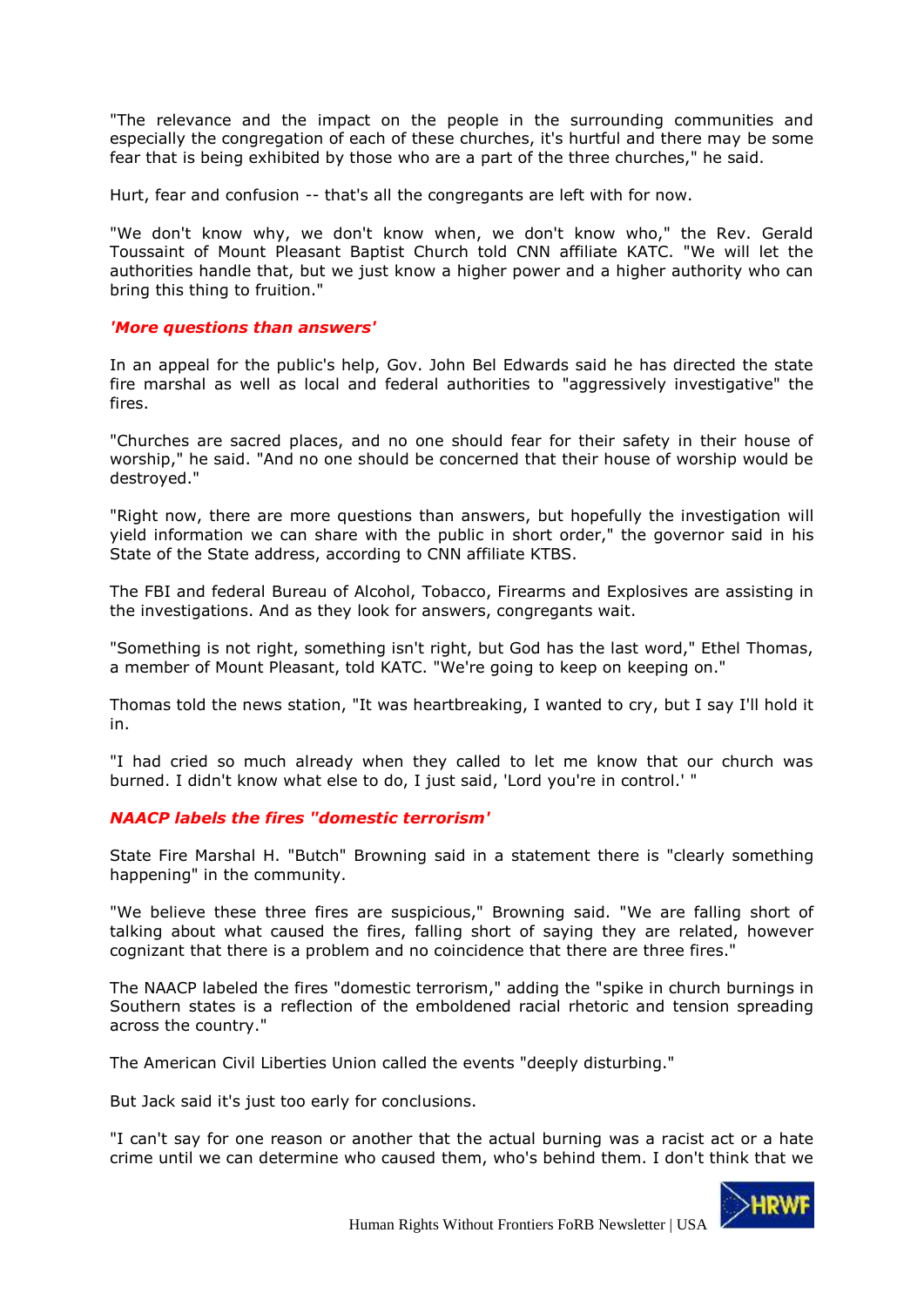"The relevance and the impact on the people in the surrounding communities and especially the congregation of each of these churches, it's hurtful and there may be some fear that is being exhibited by those who are a part of the three churches," he said.

Hurt, fear and confusion -- that's all the congregants are left with for now.

"We don't know why, we don't know when, we don't know who," the Rev. Gerald Toussaint of Mount Pleasant Baptist Church told CNN affiliate KATC. "We will let the authorities handle that, but we just know a higher power and a higher authority who can bring this thing to fruition."

***'More questions than answers'***

In an appeal for the public's help, Gov. John Bel Edwards said he has directed the state fire marshal as well as local and federal authorities to "aggressively investigative" the fires.

"Churches are sacred places, and no one should fear for their safety in their house of worship," he said. "And no one should be concerned that their house of worship would be destroyed."

"Right now, there are more questions than answers, but hopefully the investigation will yield information we can share with the public in short order," the governor said in his State of the State address, according to CNN affiliate KTBS.

The FBI and federal Bureau of Alcohol, Tobacco, Firearms and Explosives are assisting in the investigations. And as they look for answers, congregants wait.

"Something is not right, something isn't right, but God has the last word," Ethel Thomas, a member of Mount Pleasant, told KATC. "We're going to keep on keeping on."

Thomas told the news station, "It was heartbreaking, I wanted to cry, but I say I'll hold it in.

"I had cried so much already when they called to let me know that our church was burned. I didn't know what else to do, I just said, 'Lord you're in control.' "

***NAACP labels the fires "domestic terrorism'***

State Fire Marshal H. "Butch" Browning said in a statement there is "clearly something happening" in the community.

"We believe these three fires are suspicious," Browning said. "We are falling short of talking about what caused the fires, falling short of saying they are related, however cognizant that there is a problem and no coincidence that there are three fires."

The NAACP labeled the fires "domestic terrorism," adding the "spike in church burnings in Southern states is a reflection of the emboldened racial rhetoric and tension spreading across the country."

The American Civil Liberties Union called the events "deeply disturbing."

But Jack said it's just too early for conclusions.

"I can't say for one reason or another that the actual burning was a racist act or a hate crime until we can determine who caused them, who's behind them. I don't think that we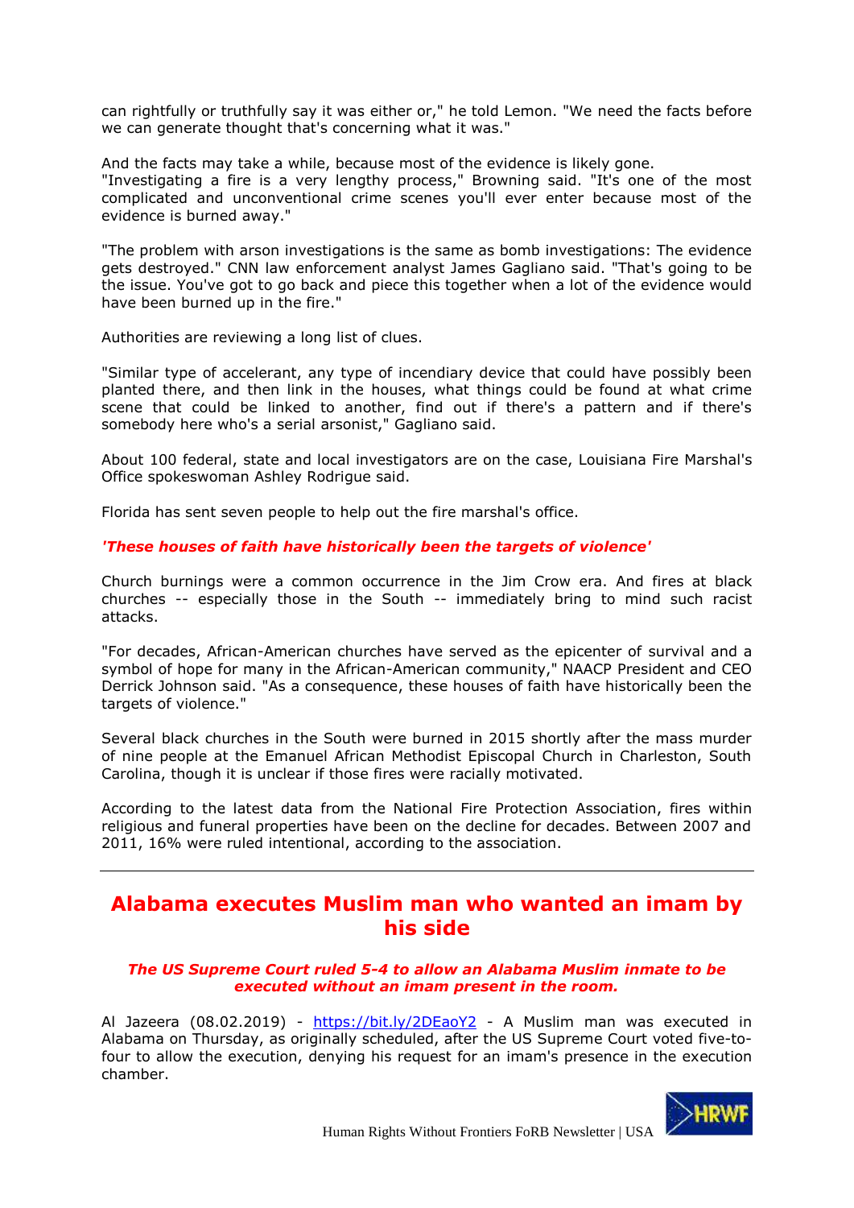can rightfully or truthfully say it was either or," he told Lemon. "We need the facts before we can generate thought that's concerning what it was."

And the facts may take a while, because most of the evidence is likely gone.
"Investigating a fire is a very lengthy process," Browning said. "It's one of the most complicated and unconventional crime scenes you'll ever enter because most of the evidence is burned away."

"The problem with arson investigations is the same as bomb investigations: The evidence gets destroyed." CNN law enforcement analyst James Gagliano said. "That's going to be the issue. You've got to go back and piece this together when a lot of the evidence would have been burned up in the fire."

Authorities are reviewing a long list of clues.

"Similar type of accelerant, any type of incendiary device that could have possibly been planted there, and then link in the houses, what things could be found at what crime scene that could be linked to another, find out if there's a pattern and if there's somebody here who's a serial arsonist," Gagliano said.

About 100 federal, state and local investigators are on the case, Louisiana Fire Marshal's Office spokeswoman Ashley Rodrigue said.

Florida has sent seven people to help out the fire marshal's office.

***'These houses of faith have historically been the targets of violence'***

Church burnings were a common occurrence in the Jim Crow era. And fires at black churches -- especially those in the South -- immediately bring to mind such racist attacks.

"For decades, African-American churches have served as the epicenter of survival and a symbol of hope for many in the African-American community," NAACP President and CEO Derrick Johnson said. "As a consequence, these houses of faith have historically been the targets of violence."

Several black churches in the South were burned in 2015 shortly after the mass murder of nine people at the Emanuel African Methodist Episcopal Church in Charleston, South Carolina, though it is unclear if those fires were racially motivated.

According to the latest data from the National Fire Protection Association, fires within religious and funeral properties have been on the decline for decades. Between 2007 and 2011, 16% were ruled intentional, according to the association.

---

# Alabama executes Muslim man who wanted an imam by his side

***The US Supreme Court ruled 5-4 to allow an Alabama Muslim inmate to be executed without an imam present in the room.***

Al Jazeera (08.02.2019) - https://bit.ly/2DEaoY2 - A Muslim man was executed in Alabama on Thursday, as originally scheduled, after the US Supreme Court voted five-to-four to allow the execution, denying his request for an imam's presence in the execution chamber.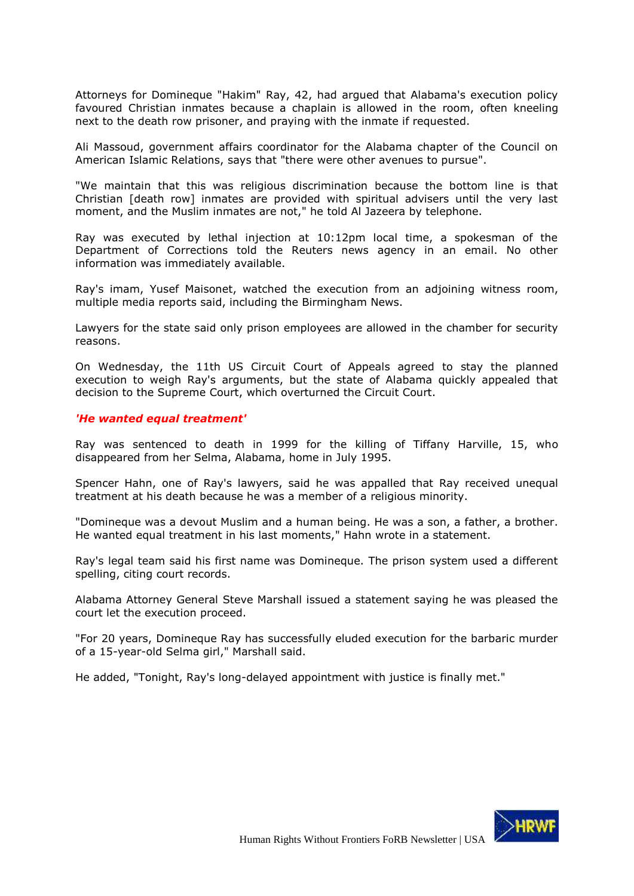Attorneys for Domineque "Hakim" Ray, 42, had argued that Alabama's execution policy favoured Christian inmates because a chaplain is allowed in the room, often kneeling next to the death row prisoner, and praying with the inmate if requested.

Ali Massoud, government affairs coordinator for the Alabama chapter of the Council on American Islamic Relations, says that "there were other avenues to pursue".

"We maintain that this was religious discrimination because the bottom line is that Christian [death row] inmates are provided with spiritual advisers until the very last moment, and the Muslim inmates are not," he told Al Jazeera by telephone.

Ray was executed by lethal injection at 10:12pm local time, a spokesman of the Department of Corrections told the Reuters news agency in an email. No other information was immediately available.

Ray's imam, Yusef Maisonet, watched the execution from an adjoining witness room, multiple media reports said, including the Birmingham News.

Lawyers for the state said only prison employees are allowed in the chamber for security reasons.

On Wednesday, the 11th US Circuit Court of Appeals agreed to stay the planned execution to weigh Ray's arguments, but the state of Alabama quickly appealed that decision to the Supreme Court, which overturned the Circuit Court.

***'He wanted equal treatment'***

Ray was sentenced to death in 1999 for the killing of Tiffany Harville, 15, who disappeared from her Selma, Alabama, home in July 1995.

Spencer Hahn, one of Ray's lawyers, said he was appalled that Ray received unequal treatment at his death because he was a member of a religious minority.

"Domineque was a devout Muslim and a human being. He was a son, a father, a brother. He wanted equal treatment in his last moments," Hahn wrote in a statement.

Ray's legal team said his first name was Domineque. The prison system used a different spelling, citing court records.

Alabama Attorney General Steve Marshall issued a statement saying he was pleased the court let the execution proceed.

"For 20 years, Domineque Ray has successfully eluded execution for the barbaric murder of a 15-year-old Selma girl," Marshall said.

He added, "Tonight, Ray's long-delayed appointment with justice is finally met."